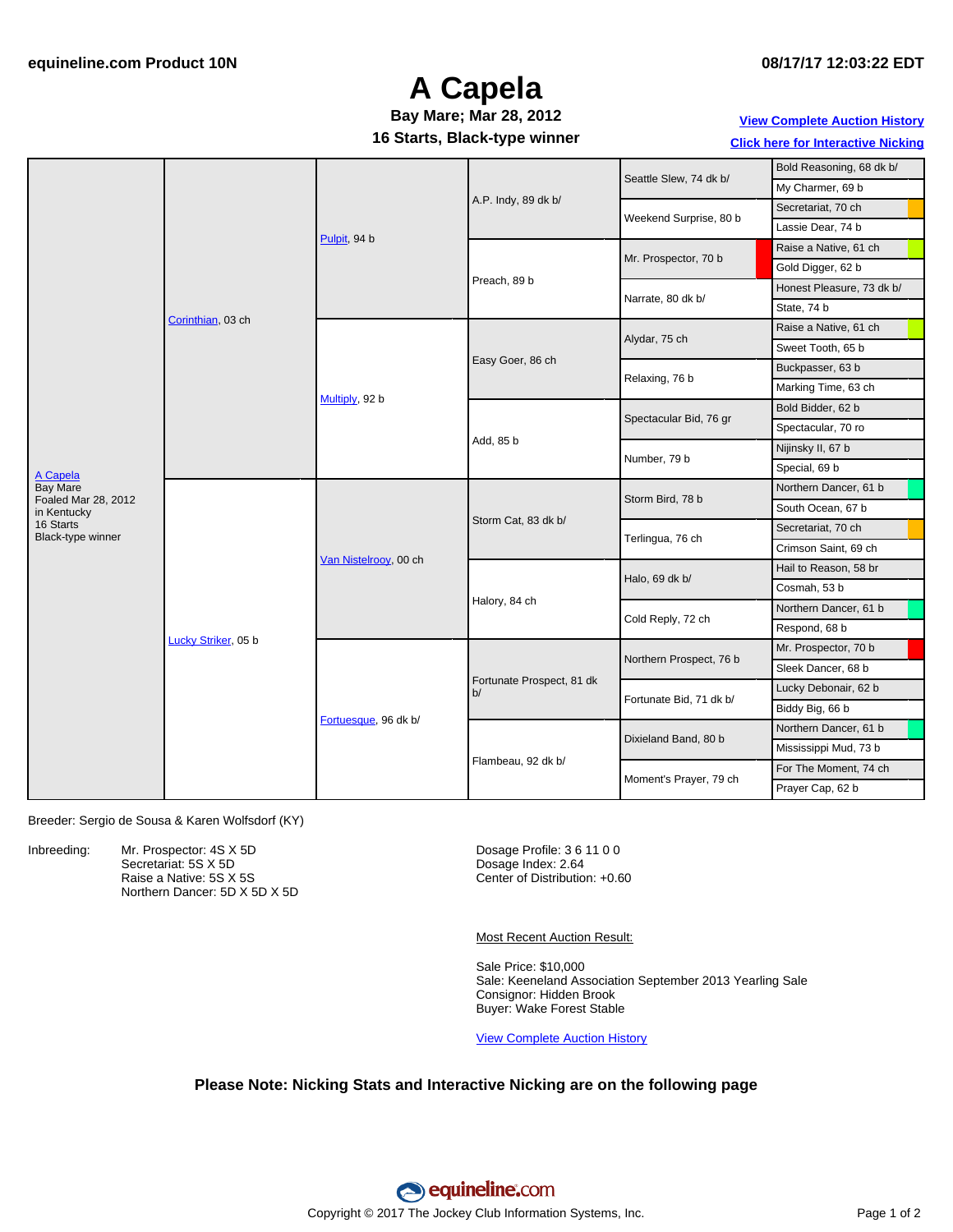equineline.com Product 10N

08/17/17 12:03:22 EDT

# A Capela

**Bay Mare; Mar 28, 2012**

**16 Starts, Black-type winner**

[View Complete Auction History](#)

[Click here for Interactive Nicking](#)

| Horse | Sire/Dam | 2nd Generation | 3rd Generation | 4th Generation | 5th Generation |
|---|---|---|---|---|---|
| A Capela<br>Bay Mare<br>Foaled Mar 28, 2012<br>in Kentucky<br>16 Starts<br>Black-type winner | Corinthian, 03 ch | Pulpit, 94 b | A.P. Indy, 89 dk b/ | Seattle Slew, 74 dk b/ | Bold Reasoning, 68 dk b/ |
| | | | | | My Charmer, 69 b |
| | | | | Weekend Surprise, 80 b | Secretariat, 70 ch |
| | | | | | Lassie Dear, 74 b |
| | | | Preach, 89 b | Mr. Prospector, 70 b | Raise a Native, 61 ch |
| | | | | | Gold Digger, 62 b |
| | | | | Narrate, 80 dk b/ | Honest Pleasure, 73 dk b/ |
| | | | | | State, 74 b |
| | | Multiply, 92 b | Easy Goer, 86 ch | Alydar, 75 ch | Raise a Native, 61 ch |
| | | | | | Sweet Tooth, 65 b |
| | | | | Relaxing, 76 b | Buckpasser, 63 b |
| | | | | | Marking Time, 63 ch |
| | | | Add, 85 b | Spectacular Bid, 76 gr | Bold Bidder, 62 b |
| | | | | | Spectacular, 70 ro |
| | | | | Number, 79 b | Nijinsky II, 67 b |
| | | | | | Special, 69 b |
| | Lucky Striker, 05 b | Van Nistelrooy, 00 ch | Storm Cat, 83 dk b/ | Storm Bird, 78 b | Northern Dancer, 61 b |
| | | | | | South Ocean, 67 b |
| | | | | Terlingua, 76 ch | Secretariat, 70 ch |
| | | | | | Crimson Saint, 69 ch |
| | | | Halory, 84 ch | Halo, 69 dk b/ | Hail to Reason, 58 br |
| | | | | | Cosmah, 53 b |
| | | | | Cold Reply, 72 ch | Northern Dancer, 61 b |
| | | | | | Respond, 68 b |
| | | Fortuesque, 96 dk b/ | Fortunate Prospect, 81 dk b/ | Northern Prospect, 76 b | Mr. Prospector, 70 b |
| | | | | | Sleek Dancer, 68 b |
| | | | | Fortunate Bid, 71 dk b/ | Lucky Debonair, 62 b |
| | | | | | Biddy Big, 66 b |
| | | | Flambeau, 92 dk b/ | Dixieland Band, 80 b | Northern Dancer, 61 b |
| | | | | | Mississippi Mud, 73 b |
| | | | | Moment's Prayer, 79 ch | For The Moment, 74 ch |
| | | | | | Prayer Cap, 62 b |

Breeder: Sergio de Sousa & Karen Wolfsdorf (KY)

Inbreeding:
- Mr. Prospector: 4S X 5D
- Secretariat: 5S X 5D
- Raise a Native: 5S X 5S
- Northern Dancer: 5D X 5D X 5D

Dosage Profile: 3 6 11 0 0
Dosage Index: 2.64
Center of Distribution: +0.60

Most Recent Auction Result:

Sale Price: $10,000
Sale: Keeneland Association September 2013 Yearling Sale
Consignor: Hidden Brook
Buyer: Wake Forest Stable

[View Complete Auction History](#)

**Please Note: Nicking Stats and Interactive Nicking are on the following page**

equineline.com

Copyright © 2017 The Jockey Club Information Systems, Inc.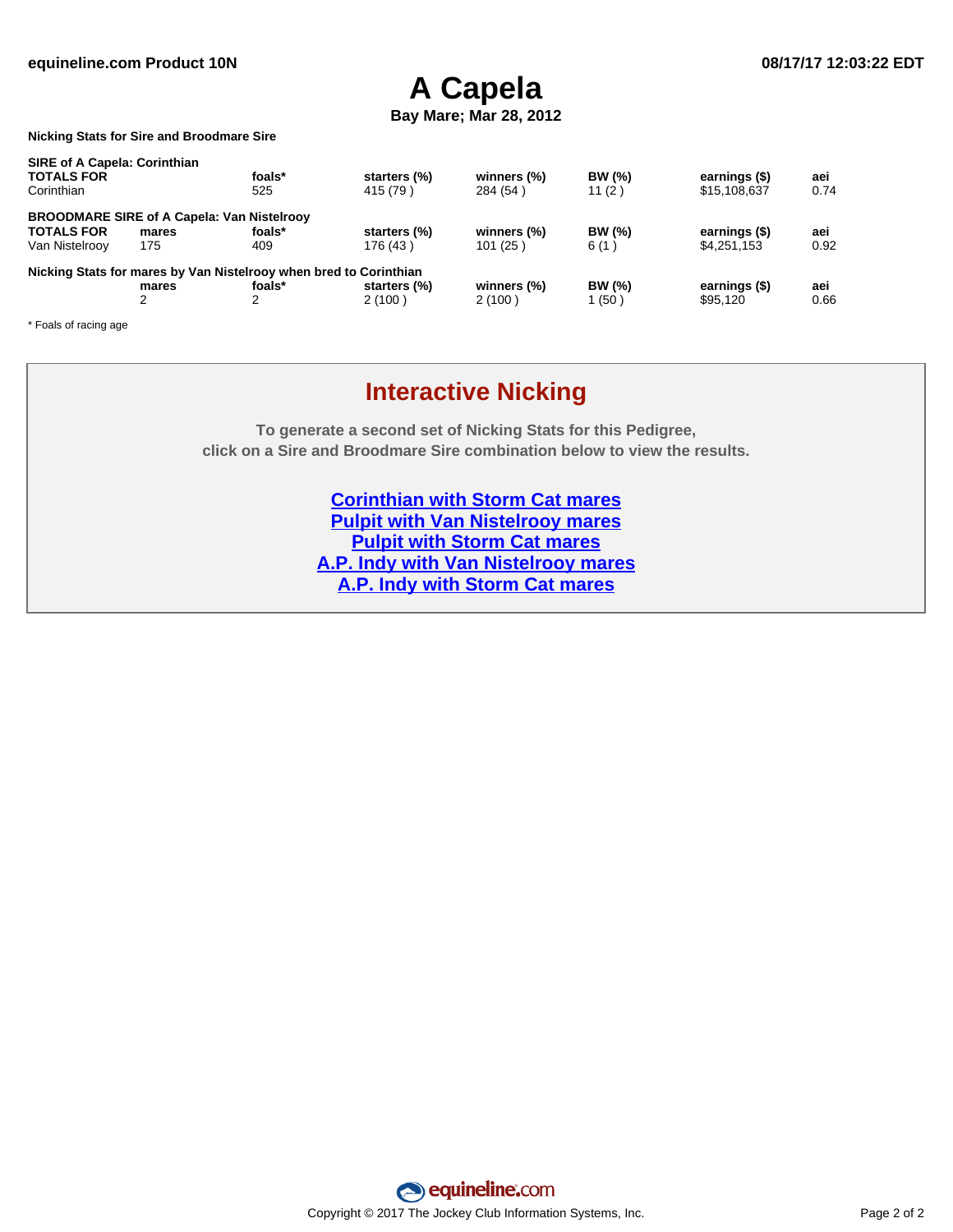# A Capela

**Bay Mare; Mar 28, 2012**

**Nicking Stats for Sire and Broodmare Sire**

**SIRE of A Capela: Corinthian**

| TOTALS FOR | | foals* | starters (%) | winners (%) | BW (%) | earnings ($) | aei |
|---|---|---|---|---|---|---|---|
| Corinthian | | 525 | 415 (79 ) | 284 (54 ) | 11 (2 ) | $15,108,637 | 0.74 |

**BROODMARE SIRE of A Capela: Van Nistelrooy**

| TOTALS FOR | mares | foals* | starters (%) | winners (%) | BW (%) | earnings ($) | aei |
|---|---|---|---|---|---|---|---|
| Van Nistelrooy | 175 | 409 | 176 (43 ) | 101 (25 ) | 6 (1 ) | $4,251,153 | 0.92 |

**Nicking Stats for mares by Van Nistelrooy when bred to Corinthian**

| | mares | foals* | starters (%) | winners (%) | BW (%) | earnings ($) | aei |
|---|---|---|---|---|---|---|---|
| | 2 | 2 | 2 (100 ) | 2 (100 ) | 1 (50 ) | $95,120 | 0.66 |

\* Foals of racing age

## Interactive Nicking

**To generate a second set of Nicking Stats for this Pedigree, click on a Sire and Broodmare Sire combination below to view the results.**

**Corinthian with Storm Cat mares**
**Pulpit with Van Nistelrooy mares**
**Pulpit with Storm Cat mares**
**A.P. Indy with Van Nistelrooy mares**
**A.P. Indy with Storm Cat mares**